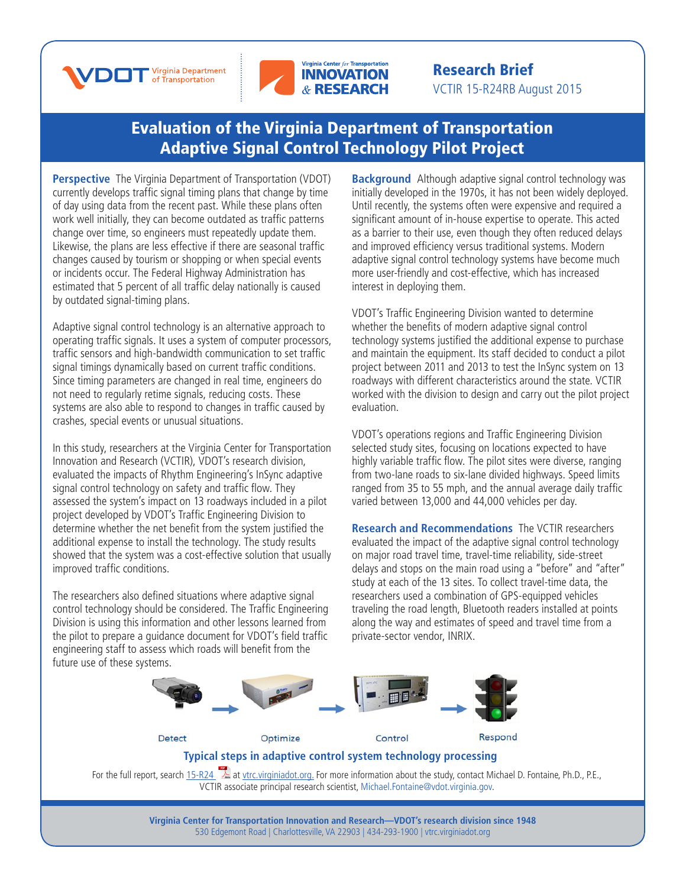VDOT Virginia Department of Transportation

Virginia Center *for* Transportation INNOVATION & RESEARCH

**Research Brief**

VCTIR 15-R24RB August 2015

# Evaluation of the Virginia Department of Transportation Adaptive Signal Control Technology Pilot Project

**Perspective** The Virginia Department of Transportation (VDOT) currently develops traffic signal timing plans that change by time of day using data from the recent past. While these plans often work well initially, they can become outdated as traffic patterns change over time, so engineers must repeatedly update them. Likewise, the plans are less effective if there are seasonal traffic changes caused by tourism or shopping or when special events or incidents occur. The Federal Highway Administration has estimated that 5 percent of all traffic delay nationally is caused by outdated signal-timing plans.

Adaptive signal control technology is an alternative approach to operating traffic signals. It uses a system of computer processors, traffic sensors and high-bandwidth communication to set traffic signal timings dynamically based on current traffic conditions. Since timing parameters are changed in real time, engineers do not need to regularly retime signals, reducing costs. These systems are also able to respond to changes in traffic caused by crashes, special events or unusual situations.

In this study, researchers at the Virginia Center for Transportation Innovation and Research (VCTIR), VDOT's research division, evaluated the impacts of Rhythm Engineering's InSync adaptive signal control technology on safety and traffic flow. They assessed the system's impact on 13 roadways included in a pilot project developed by VDOT's Traffic Engineering Division to determine whether the net benefit from the system justified the additional expense to install the technology. The study results showed that the system was a cost-effective solution that usually improved traffic conditions.

The researchers also defined situations where adaptive signal control technology should be considered. The Traffic Engineering Division is using this information and other lessons learned from the pilot to prepare a guidance document for VDOT's field traffic engineering staff to assess which roads will benefit from the future use of these systems.

**Background** Although adaptive signal control technology was initially developed in the 1970s, it has not been widely deployed. Until recently, the systems often were expensive and required a significant amount of in-house expertise to operate. This acted as a barrier to their use, even though they often reduced delays and improved efficiency versus traditional systems. Modern adaptive signal control technology systems have become much more user-friendly and cost-effective, which has increased interest in deploying them.

VDOT's Traffic Engineering Division wanted to determine whether the benefits of modern adaptive signal control technology systems justified the additional expense to purchase and maintain the equipment. Its staff decided to conduct a pilot project between 2011 and 2013 to test the InSync system on 13 roadways with different characteristics around the state. VCTIR worked with the division to design and carry out the pilot project evaluation.

VDOT's operations regions and Traffic Engineering Division selected study sites, focusing on locations expected to have highly variable traffic flow. The pilot sites were diverse, ranging from two-lane roads to six-lane divided highways. Speed limits ranged from 35 to 55 mph, and the annual average daily traffic varied between 13,000 and 44,000 vehicles per day.

**Research and Recommendations** The VCTIR researchers evaluated the impact of the adaptive signal control technology on major road travel time, travel-time reliability, side-street delays and stops on the main road using a "before" and "after" study at each of the 13 sites. To collect travel-time data, the researchers used a combination of GPS-equipped vehicles traveling the road length, Bluetooth readers installed at points along the way and estimates of speed and travel time from a private-sector vendor, INRIX.

Detect → Optimize → Control → Respond

**Typical steps in adaptive control system technology processing**

For the full report, search 15-R24 at vtrc.virginiadot.org. For more information about the study, contact Michael D. Fontaine, Ph.D., P.E., VCTIR associate principal research scientist, Michael.Fontaine@vdot.virginia.gov.

**Virginia Center for Transportation Innovation and Research—VDOT's research division since 1948**
530 Edgemont Road | Charlottesville, VA 22903 | 434-293-1900 | vtrc.virginiadot.org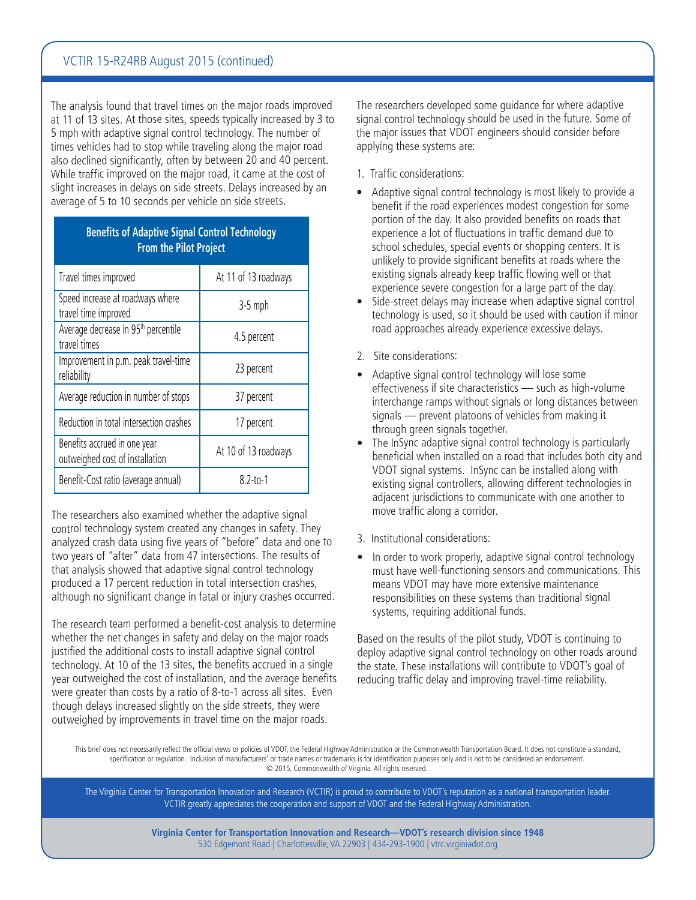The analysis found that travel times on the major roads improved at 11 of 13 sites. At those sites, speeds typically increased by 3 to 5 mph with adaptive signal control technology. The number of times vehicles had to stop while traveling along the major road also declined significantly, often by between 20 and 40 percent. While traffic improved on the major road, it came at the cost of slight increases in delays on side streets. Delays increased by an average of 5 to 10 seconds per vehicle on side streets.

**Benefits of Adaptive Signal Control Technology From the Pilot Project**

| | |
|---|---|
| Travel times improved | At 11 of 13 roadways |
| Speed increase at roadways where travel time improved | 3-5 mph |
| Average decrease in 95th percentile travel times | 4.5 percent |
| Improvement in p.m. peak travel-time reliability | 23 percent |
| Average reduction in number of stops | 37 percent |
| Reduction in total intersection crashes | 17 percent |
| Benefits accrued in one year outweighed cost of installation | At 10 of 13 roadways |
| Benefit-Cost ratio (average annual) | 8.2-to-1 |

The researchers also examined whether the adaptive signal control technology system created any changes in safety. They analyzed crash data using five years of "before" data and one to two years of "after" data from 47 intersections. The results of that analysis showed that adaptive signal control technology produced a 17 percent reduction in total intersection crashes, although no significant change in fatal or injury crashes occurred.

The research team performed a benefit-cost analysis to determine whether the net changes in safety and delay on the major roads justified the additional costs to install adaptive signal control technology. At 10 of the 13 sites, the benefits accrued in a single year outweighed the cost of installation, and the average benefits were greater than costs by a ratio of 8-to-1 across all sites. Even though delays increased slightly on the side streets, they were outweighed by improvements in travel time on the major roads.

The researchers developed some guidance for where adaptive signal control technology should be used in the future. Some of the major issues that VDOT engineers should consider before applying these systems are:

1. Traffic considerations:

- Adaptive signal control technology is most likely to provide a benefit if the road experiences modest congestion for some portion of the day. It also provided benefits on roads that experience a lot of fluctuations in traffic demand due to school schedules, special events or shopping centers. It is unlikely to provide significant benefits at roads where the existing signals already keep traffic flowing well or that experience severe congestion for a large part of the day.
- Side-street delays may increase when adaptive signal control technology is used, so it should be used with caution if minor road approaches already experience excessive delays.

2. Site considerations:

- Adaptive signal control technology will lose some effectiveness if site characteristics — such as high-volume interchange ramps without signals or long distances between signals — prevent platoons of vehicles from making it through green signals together.
- The InSync adaptive signal control technology is particularly beneficial when installed on a road that includes both city and VDOT signal systems. InSync can be installed along with existing signal controllers, allowing different technologies in adjacent jurisdictions to communicate with one another to move traffic along a corridor.

3. Institutional considerations:

- In order to work properly, adaptive signal control technology must have well-functioning sensors and communications. This means VDOT may have more extensive maintenance responsibilities on these systems than traditional signal systems, requiring additional funds.

Based on the results of the pilot study, VDOT is continuing to deploy adaptive signal control technology on other roads around the state. These installations will contribute to VDOT's goal of reducing traffic delay and improving travel-time reliability.

This brief does not necessarily reflect the official views or policies of VDOT, the Federal Highway Administration or the Commonwealth Transportation Board. It does not constitute a standard, specification or regulation. Inclusion of manufacturers' or trade names or trademarks is for identification purposes only and is not to be considered an endorsement.
© 2015, Commonwealth of Virginia. All rights reserved.

The Virginia Center for Transportation Innovation and Research (VCTIR) is proud to contribute to VDOT's reputation as a national transportation leader. VCTIR greatly appreciates the cooperation and support of VDOT and the Federal Highway Administration.

**Virginia Center for Transportation Innovation and Research—VDOT's research division since 1948**
530 Edgemont Road | Charlottesville, VA 22903 | 434-293-1900 | vtrc.virginiadot.org